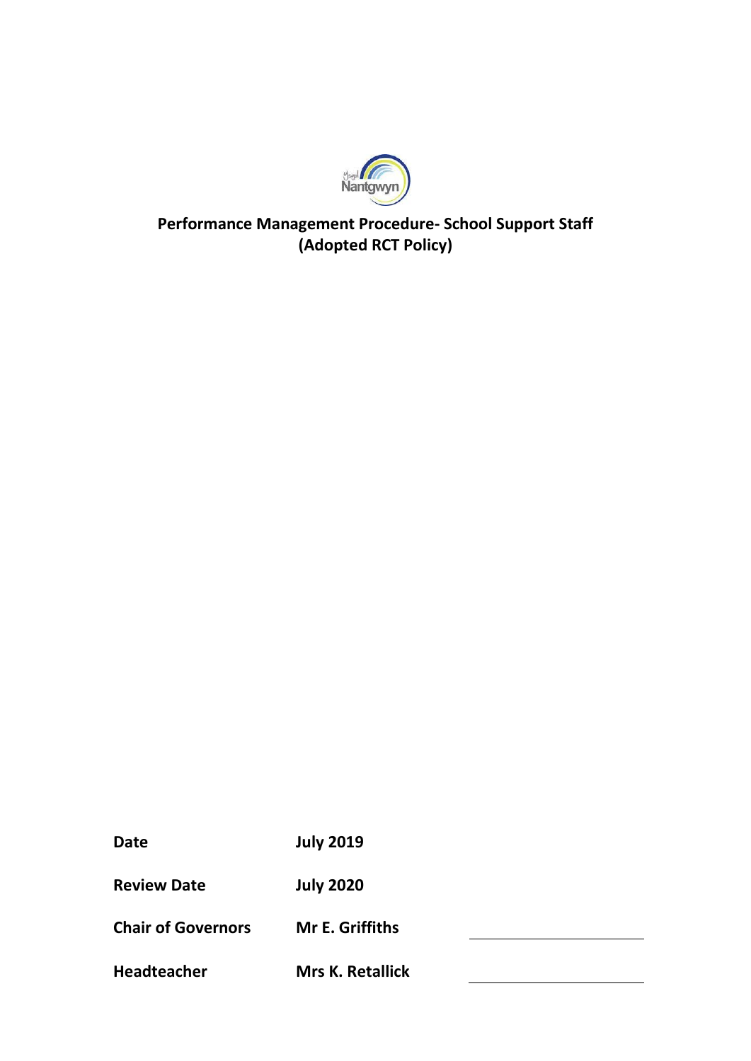# Performance Management Procedure- School Support Staff
## (Adopted RCT Policy)

| | |
|---|---|
| **Date** | **July 2019** |
| **Review Date** | **July 2020** |
| **Chair of Governors** | **Mr E. Griffiths** |
| **Headteacher** | **Mrs K. Retallick** |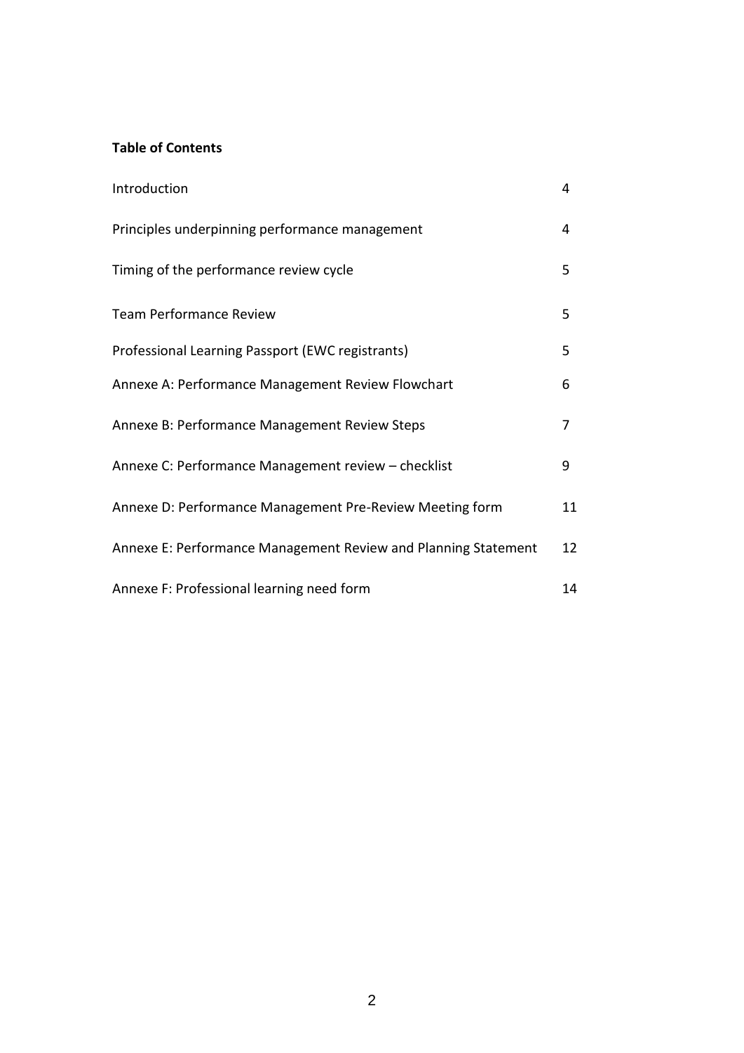**Table of Contents**

| | |
|---|---|
| Introduction | 4 |
| Principles underpinning performance management | 4 |
| Timing of the performance review cycle | 5 |
| Team Performance Review | 5 |
| Professional Learning Passport (EWC registrants) | 5 |
| Annexe A: Performance Management Review Flowchart | 6 |
| Annexe B: Performance Management Review Steps | 7 |
| Annexe C: Performance Management review – checklist | 9 |
| Annexe D: Performance Management Pre-Review Meeting form | 11 |
| Annexe E: Performance Management Review and Planning Statement | 12 |
| Annexe F: Professional learning need form | 14 |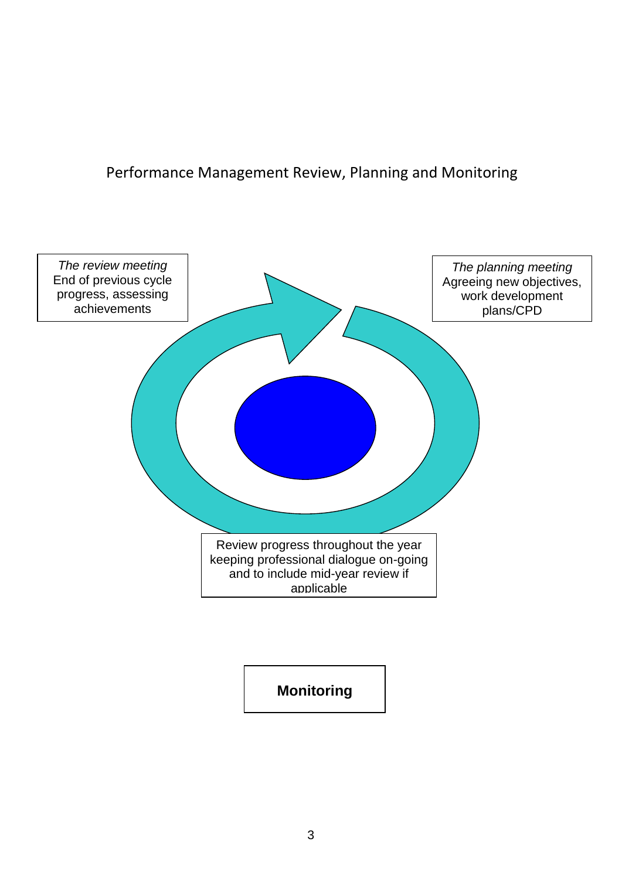# Performance Management Review, Planning and Monitoring

*The review meeting*
End of previous cycle progress, assessing achievements

*The planning meeting*
Agreeing new objectives, work development plans/CPD

Review progress throughout the year keeping professional dialogue on-going and to include mid-year review if applicable

**Monitoring**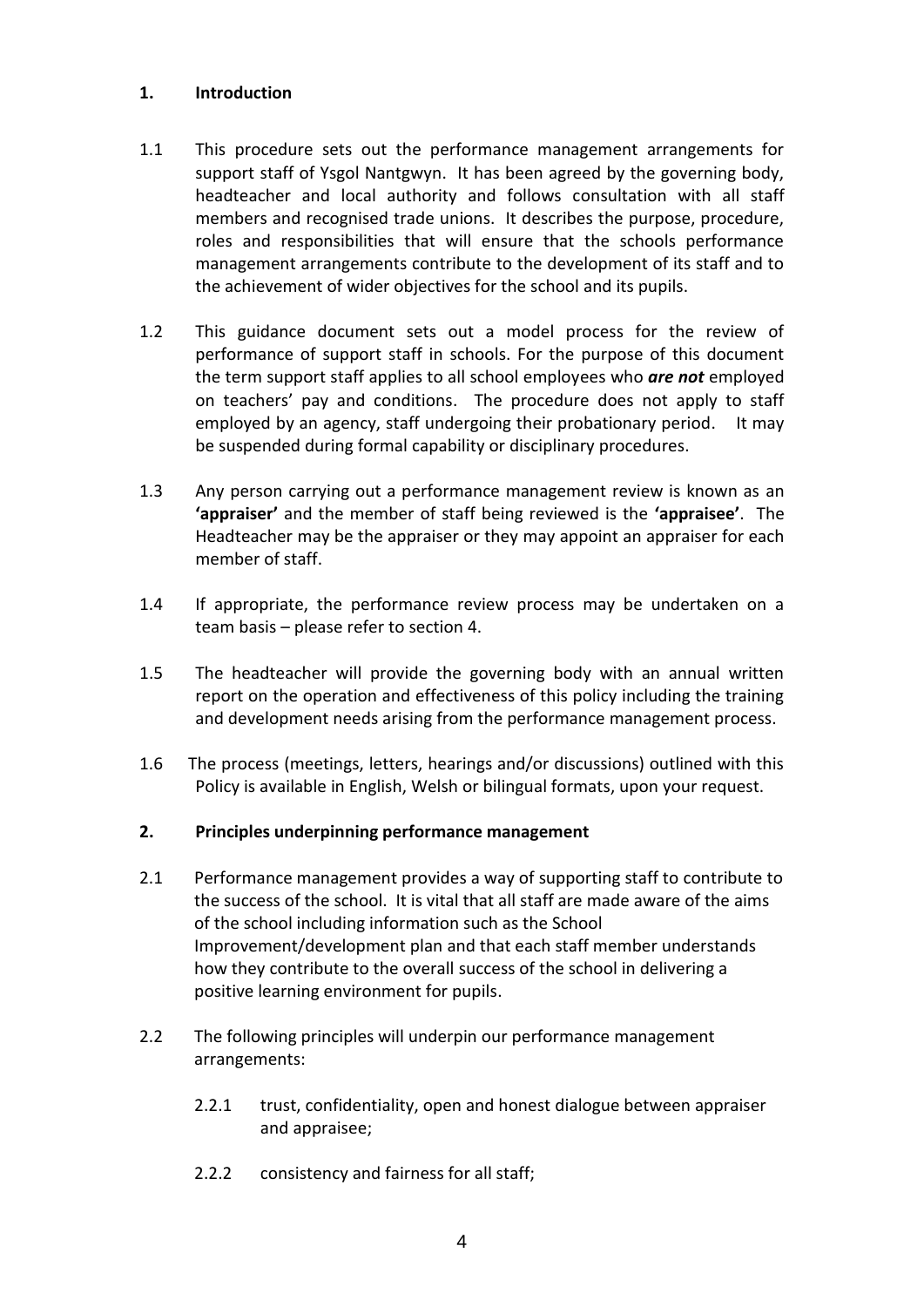## 1. Introduction

1.1 This procedure sets out the performance management arrangements for support staff of Ysgol Nantgwyn. It has been agreed by the governing body, headteacher and local authority and follows consultation with all staff members and recognised trade unions. It describes the purpose, procedure, roles and responsibilities that will ensure that the schools performance management arrangements contribute to the development of its staff and to the achievement of wider objectives for the school and its pupils.

1.2 This guidance document sets out a model process for the review of performance of support staff in schools. For the purpose of this document the term support staff applies to all school employees who ***are not*** employed on teachers' pay and conditions. The procedure does not apply to staff employed by an agency, staff undergoing their probationary period. It may be suspended during formal capability or disciplinary procedures.

1.3 Any person carrying out a performance management review is known as an **'appraiser'** and the member of staff being reviewed is the **'appraisee'**. The Headteacher may be the appraiser or they may appoint an appraiser for each member of staff.

1.4 If appropriate, the performance review process may be undertaken on a team basis – please refer to section 4.

1.5 The headteacher will provide the governing body with an annual written report on the operation and effectiveness of this policy including the training and development needs arising from the performance management process.

1.6 The process (meetings, letters, hearings and/or discussions) outlined with this Policy is available in English, Welsh or bilingual formats, upon your request.

## 2. Principles underpinning performance management

2.1 Performance management provides a way of supporting staff to contribute to the success of the school. It is vital that all staff are made aware of the aims of the school including information such as the School Improvement/development plan and that each staff member understands how they contribute to the overall success of the school in delivering a positive learning environment for pupils.

2.2 The following principles will underpin our performance management arrangements:

2.2.1 trust, confidentiality, open and honest dialogue between appraiser and appraisee;

2.2.2 consistency and fairness for all staff;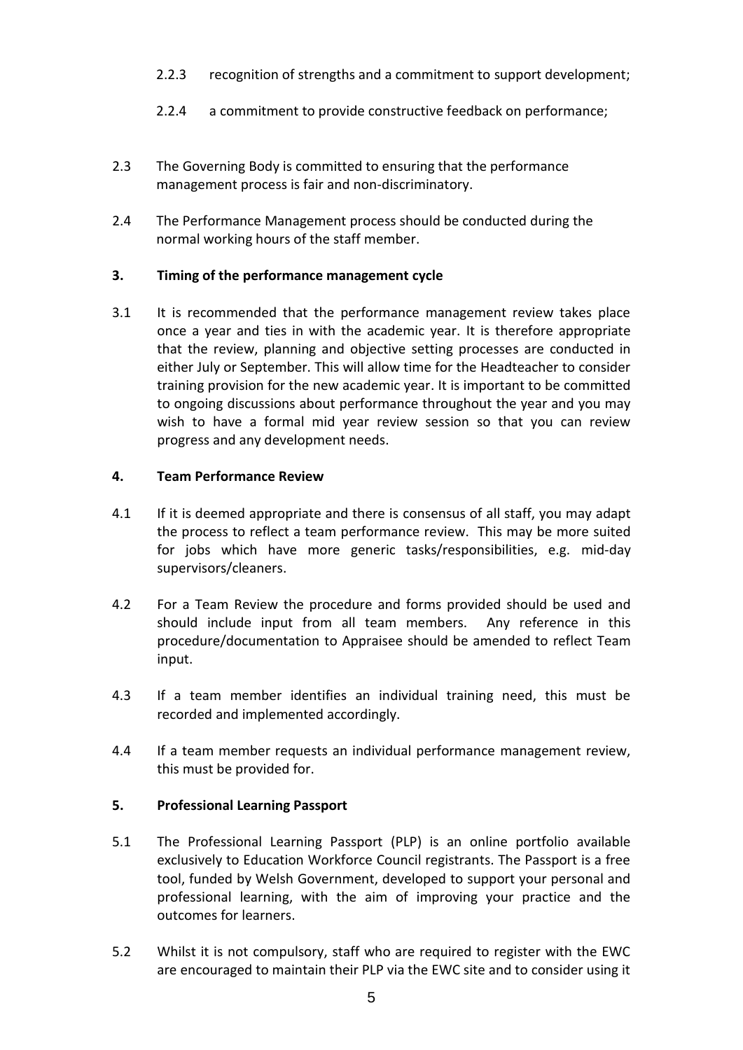2.2.3 recognition of strengths and a commitment to support development;

2.2.4 a commitment to provide constructive feedback on performance;

2.3 The Governing Body is committed to ensuring that the performance management process is fair and non-discriminatory.

2.4 The Performance Management process should be conducted during the normal working hours of the staff member.

## 3. Timing of the performance management cycle

3.1 It is recommended that the performance management review takes place once a year and ties in with the academic year. It is therefore appropriate that the review, planning and objective setting processes are conducted in either July or September. This will allow time for the Headteacher to consider training provision for the new academic year. It is important to be committed to ongoing discussions about performance throughout the year and you may wish to have a formal mid year review session so that you can review progress and any development needs.

## 4. Team Performance Review

4.1 If it is deemed appropriate and there is consensus of all staff, you may adapt the process to reflect a team performance review. This may be more suited for jobs which have more generic tasks/responsibilities, e.g. mid-day supervisors/cleaners.

4.2 For a Team Review the procedure and forms provided should be used and should include input from all team members. Any reference in this procedure/documentation to Appraisee should be amended to reflect Team input.

4.3 If a team member identifies an individual training need, this must be recorded and implemented accordingly.

4.4 If a team member requests an individual performance management review, this must be provided for.

## 5. Professional Learning Passport

5.1 The Professional Learning Passport (PLP) is an online portfolio available exclusively to Education Workforce Council registrants. The Passport is a free tool, funded by Welsh Government, developed to support your personal and professional learning, with the aim of improving your practice and the outcomes for learners.

5.2 Whilst it is not compulsory, staff who are required to register with the EWC are encouraged to maintain their PLP via the EWC site and to consider using it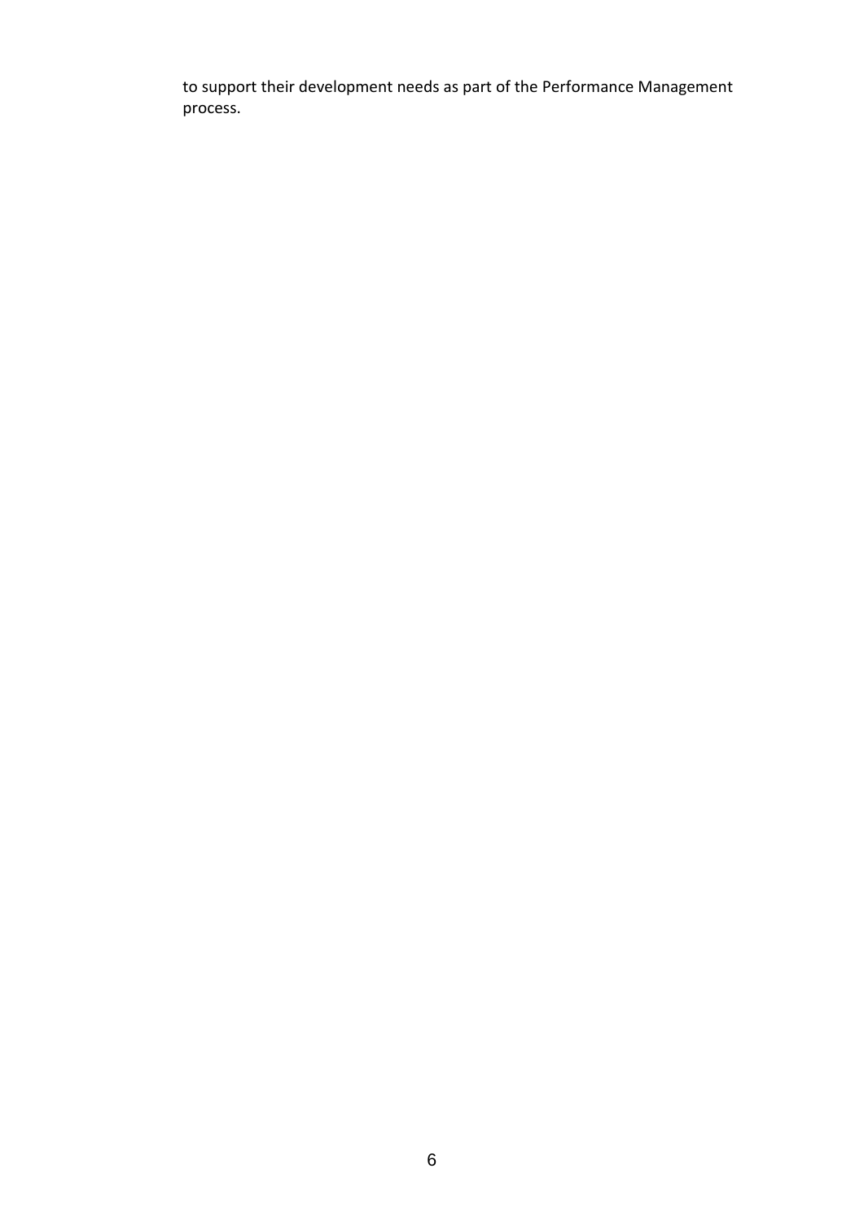to support their development needs as part of the Performance Management process.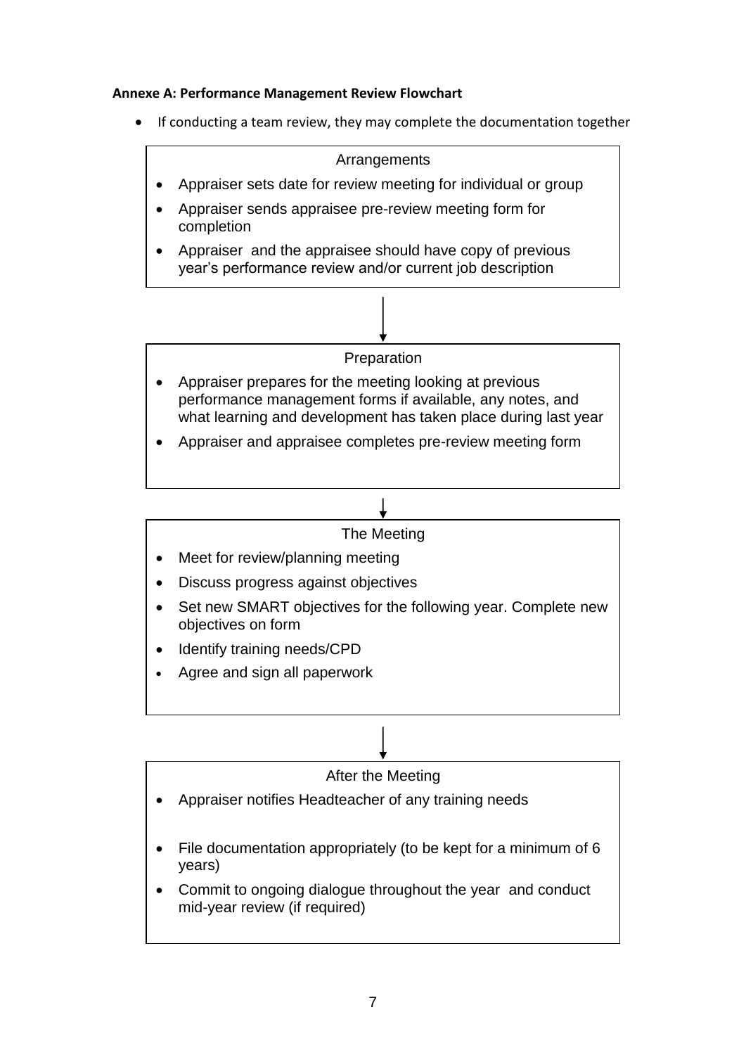**Annexe A: Performance Management Review Flowchart**

- If conducting a team review, they may complete the documentation together

### Arrangements

- Appraiser sets date for review meeting for individual or group
- Appraiser sends appraisee pre-review meeting form for completion
- Appraiser and the appraisee should have copy of previous year's performance review and/or current job description

↓

### Preparation

- Appraiser prepares for the meeting looking at previous performance management forms if available, any notes, and what learning and development has taken place during last year
- Appraiser and appraisee completes pre-review meeting form

↓

### The Meeting

- Meet for review/planning meeting
- Discuss progress against objectives
- Set new SMART objectives for the following year. Complete new objectives on form
- Identify training needs/CPD
- Agree and sign all paperwork

↓

### After the Meeting

- Appraiser notifies Headteacher of any training needs
- File documentation appropriately (to be kept for a minimum of 6 years)
- Commit to ongoing dialogue throughout the year and conduct mid-year review (if required)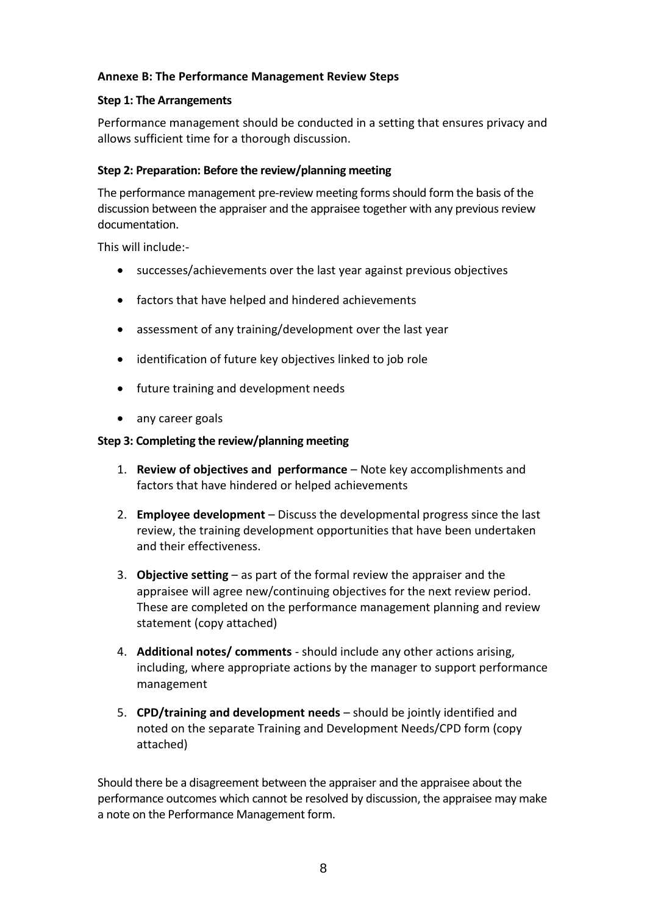**Annexe B: The Performance Management Review Steps**

**Step 1: The Arrangements**

Performance management should be conducted in a setting that ensures privacy and allows sufficient time for a thorough discussion.

**Step 2: Preparation: Before the review/planning meeting**

The performance management pre-review meeting forms should form the basis of the discussion between the appraiser and the appraisee together with any previous review documentation.

This will include:-

- successes/achievements over the last year against previous objectives
- factors that have helped and hindered achievements
- assessment of any training/development over the last year
- identification of future key objectives linked to job role
- future training and development needs
- any career goals

**Step 3: Completing the review/planning meeting**

1. **Review of objectives and performance** – Note key accomplishments and factors that have hindered or helped achievements
2. **Employee development** – Discuss the developmental progress since the last review, the training development opportunities that have been undertaken and their effectiveness.
3. **Objective setting** – as part of the formal review the appraiser and the appraisee will agree new/continuing objectives for the next review period. These are completed on the performance management planning and review statement (copy attached)
4. **Additional notes/ comments** - should include any other actions arising, including, where appropriate actions by the manager to support performance management
5. **CPD/training and development needs** – should be jointly identified and noted on the separate Training and Development Needs/CPD form (copy attached)

Should there be a disagreement between the appraiser and the appraisee about the performance outcomes which cannot be resolved by discussion, the appraisee may make a note on the Performance Management form.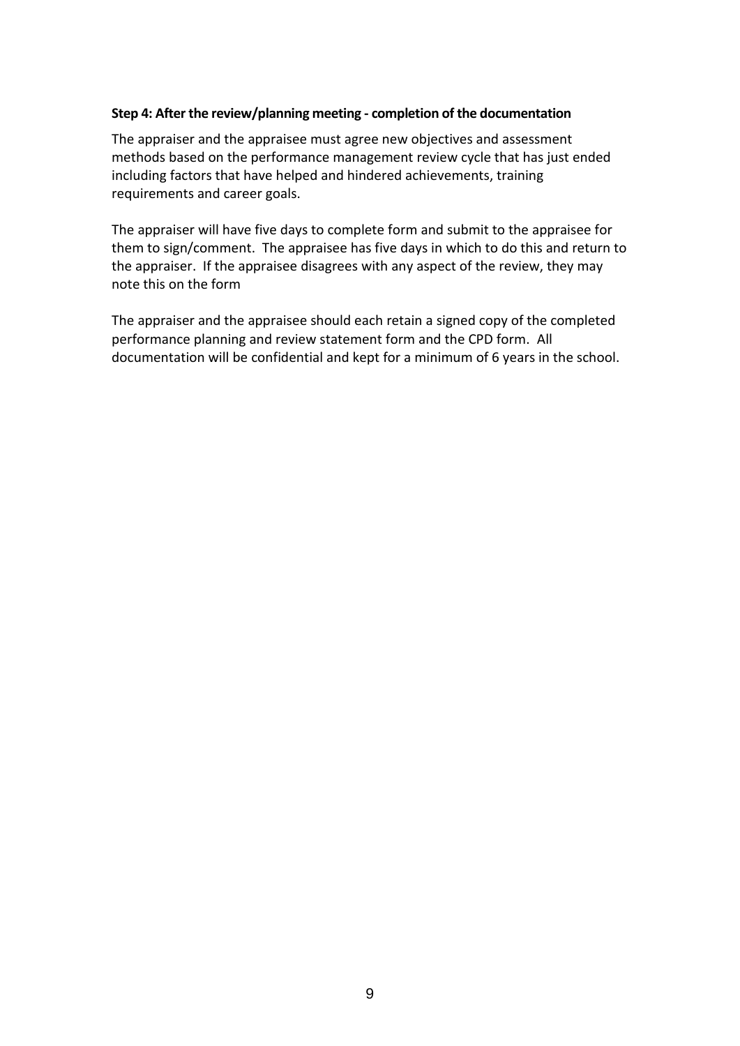**Step 4: After the review/planning meeting - completion of the documentation**

The appraiser and the appraisee must agree new objectives and assessment methods based on the performance management review cycle that has just ended including factors that have helped and hindered achievements, training requirements and career goals.

The appraiser will have five days to complete form and submit to the appraisee for them to sign/comment. The appraisee has five days in which to do this and return to the appraiser. If the appraisee disagrees with any aspect of the review, they may note this on the form

The appraiser and the appraisee should each retain a signed copy of the completed performance planning and review statement form and the CPD form. All documentation will be confidential and kept for a minimum of 6 years in the school.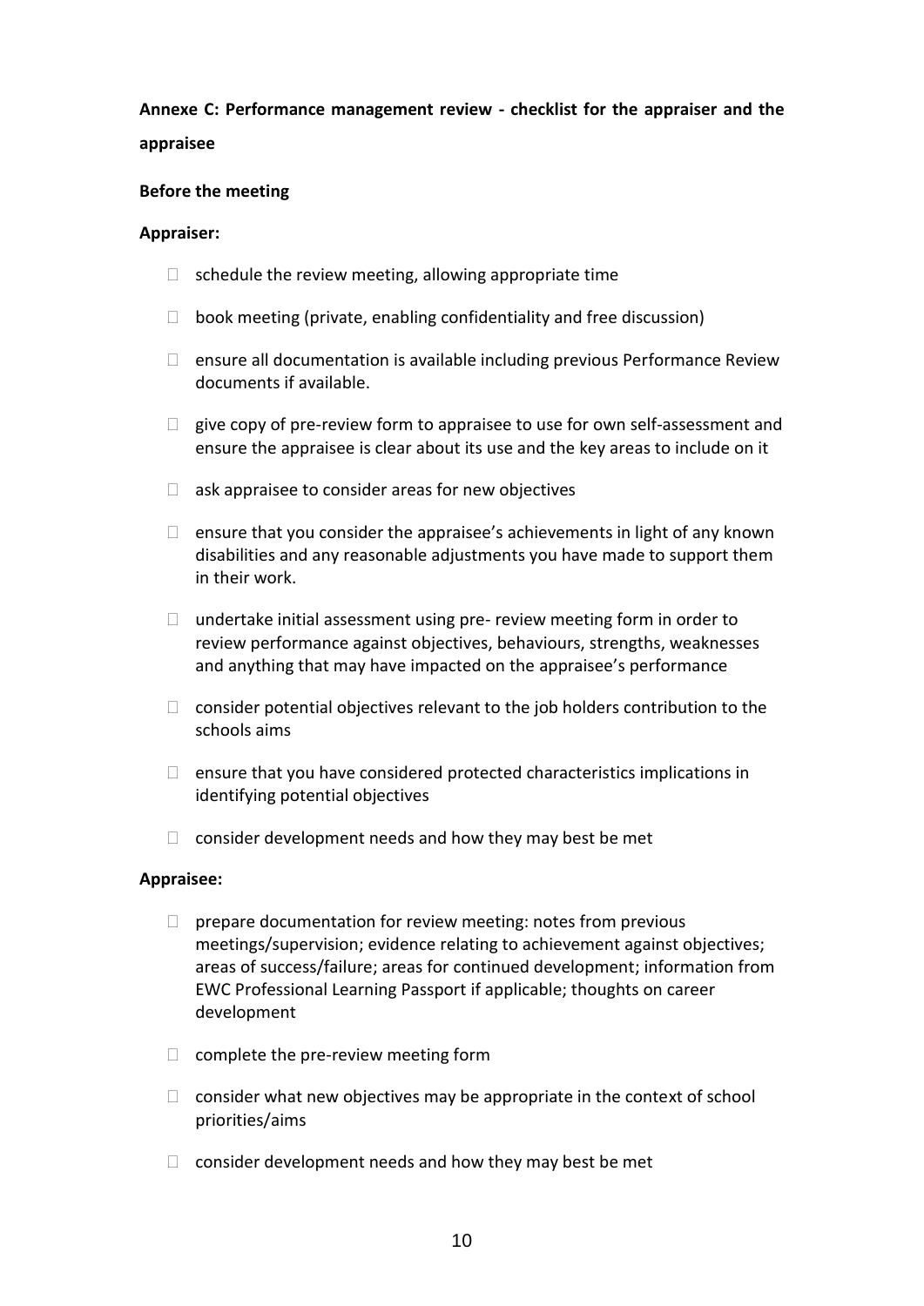**Annexe C: Performance management review - checklist for the appraiser and the appraisee**

**Before the meeting**

**Appraiser:**

- schedule the review meeting, allowing appropriate time
- book meeting (private, enabling confidentiality and free discussion)
- ensure all documentation is available including previous Performance Review documents if available.
- give copy of pre-review form to appraisee to use for own self-assessment and ensure the appraisee is clear about its use and the key areas to include on it
- ask appraisee to consider areas for new objectives
- ensure that you consider the appraisee's achievements in light of any known disabilities and any reasonable adjustments you have made to support them in their work.
- undertake initial assessment using pre- review meeting form in order to review performance against objectives, behaviours, strengths, weaknesses and anything that may have impacted on the appraisee's performance
- consider potential objectives relevant to the job holders contribution to the schools aims
- ensure that you have considered protected characteristics implications in identifying potential objectives
- consider development needs and how they may best be met

**Appraisee:**

- prepare documentation for review meeting: notes from previous meetings/supervision; evidence relating to achievement against objectives; areas of success/failure; areas for continued development; information from EWC Professional Learning Passport if applicable; thoughts on career development
- complete the pre-review meeting form
- consider what new objectives may be appropriate in the context of school priorities/aims
- consider development needs and how they may best be met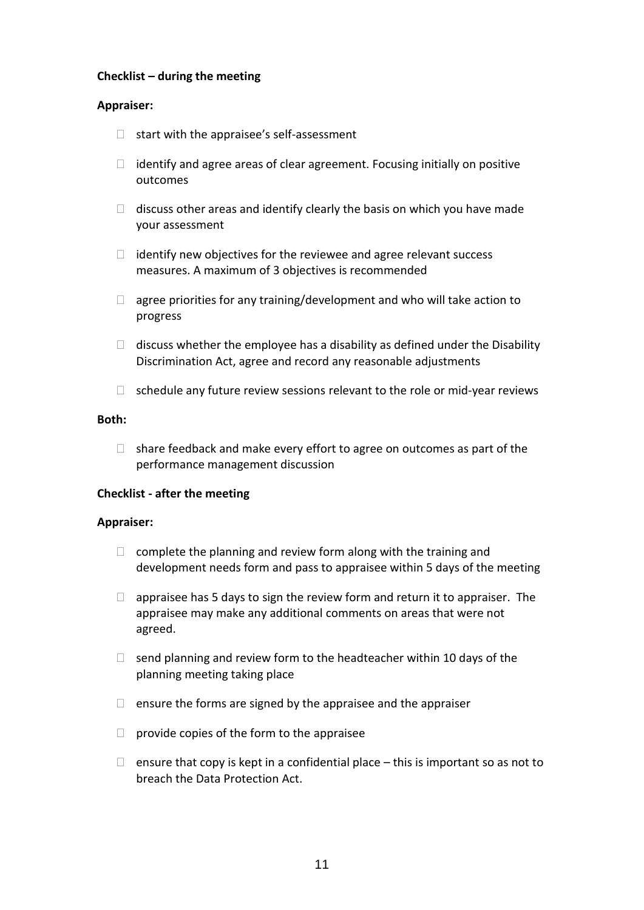**Checklist – during the meeting**

**Appraiser:**

- start with the appraisee's self-assessment
- identify and agree areas of clear agreement. Focusing initially on positive outcomes
- discuss other areas and identify clearly the basis on which you have made your assessment
- identify new objectives for the reviewee and agree relevant success measures. A maximum of 3 objectives is recommended
- agree priorities for any training/development and who will take action to progress
- discuss whether the employee has a disability as defined under the Disability Discrimination Act, agree and record any reasonable adjustments
- schedule any future review sessions relevant to the role or mid-year reviews

**Both:**

- share feedback and make every effort to agree on outcomes as part of the performance management discussion

**Checklist - after the meeting**

**Appraiser:**

- complete the planning and review form along with the training and development needs form and pass to appraisee within 5 days of the meeting
- appraisee has 5 days to sign the review form and return it to appraiser. The appraisee may make any additional comments on areas that were not agreed.
- send planning and review form to the headteacher within 10 days of the planning meeting taking place
- ensure the forms are signed by the appraisee and the appraiser
- provide copies of the form to the appraisee
- ensure that copy is kept in a confidential place – this is important so as not to breach the Data Protection Act.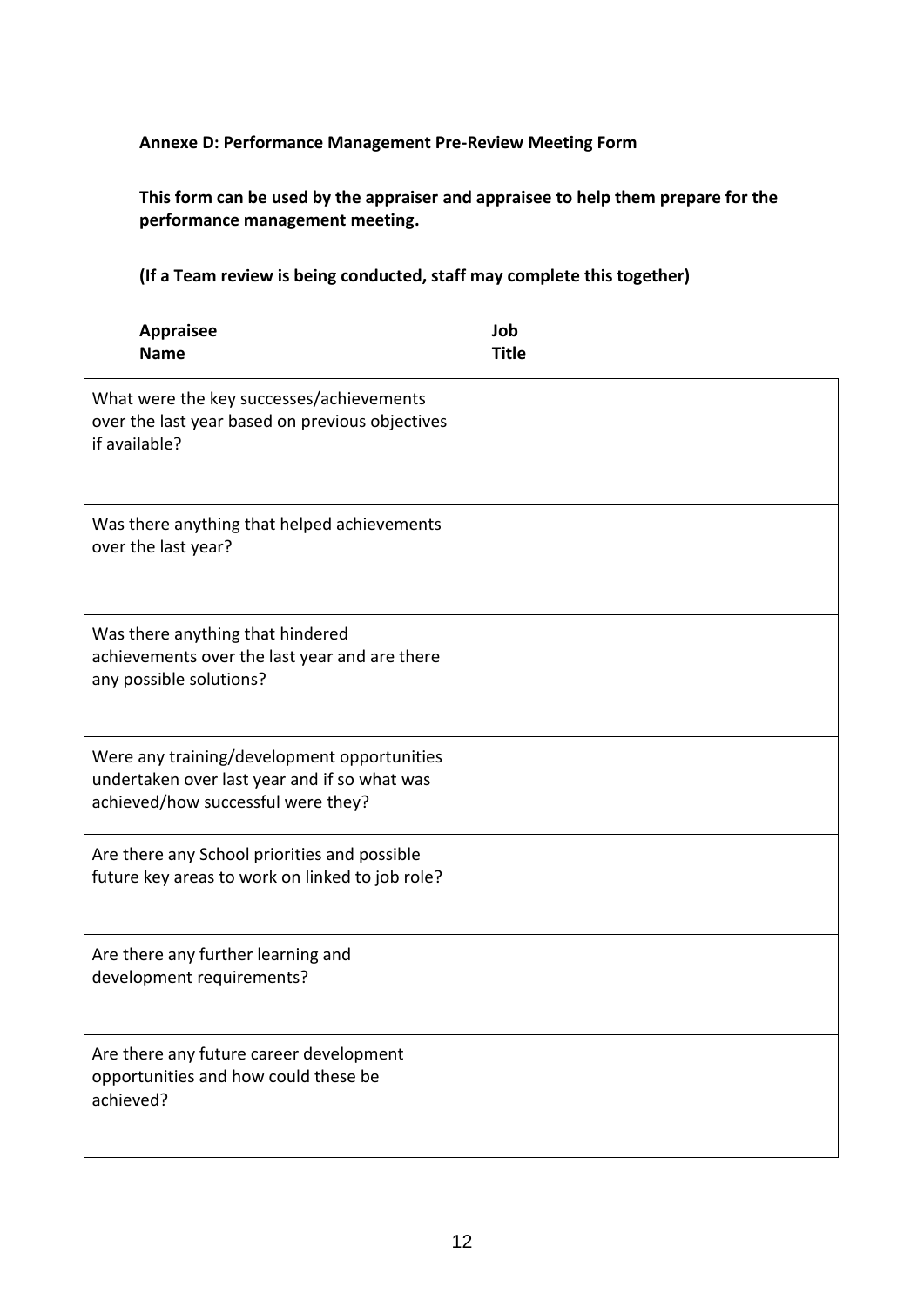**Annexe D: Performance Management Pre-Review Meeting Form**

**This form can be used by the appraiser and appraisee to help them prepare for the performance management meeting.**

**(If a Team review is being conducted, staff may complete this together)**

**Appraisee Name** 　　　　　　　　　　　　　　　　**Job Title**

| | |
|---|---|
| What were the key successes/achievements over the last year based on previous objectives if available? | |
| Was there anything that helped achievements over the last year? | |
| Was there anything that hindered achievements over the last year and are there any possible solutions? | |
| Were any training/development opportunities undertaken over last year and if so what was achieved/how successful were they? | |
| Are there any School priorities and possible future key areas to work on linked to job role? | |
| Are there any further learning and development requirements? | |
| Are there any future career development opportunities and how could these be achieved? | |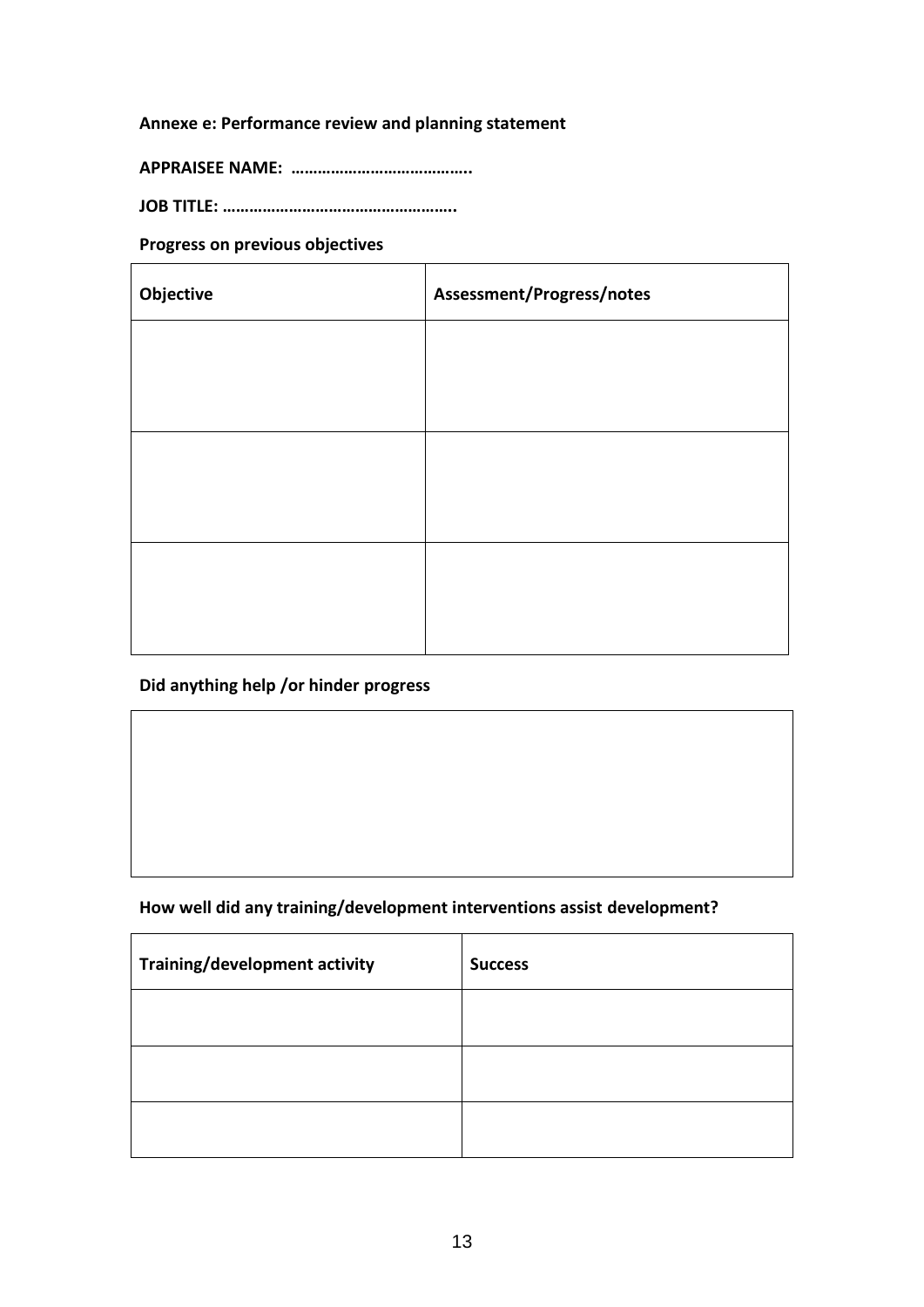**Annexe e: Performance review and planning statement**

**APPRAISEE NAME: …………………………………..**

**JOB TITLE: ……………………………………………..**

**Progress on previous objectives**

| Objective | Assessment/Progress/notes |
|---|---|
| | |
| | |
| | |

**Did anything help /or hinder progress**

| |
|---|
| |

**How well did any training/development interventions assist development?**

| Training/development activity | Success |
|---|---|
| | |
| | |
| | |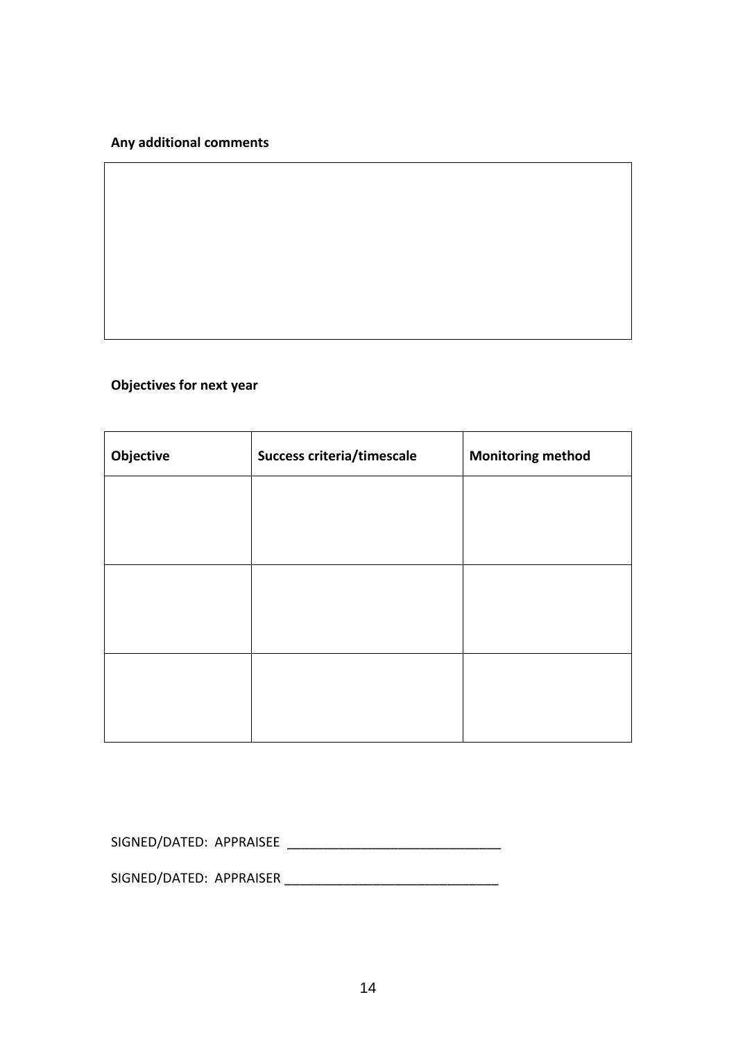**Any additional comments**

|  |
|---|
|  |

**Objectives for next year**

| Objective | Success criteria/timescale | Monitoring method |
|---|---|---|
|  |  |  |
|  |  |  |
|  |  |  |

SIGNED/DATED: APPRAISEE ______________________________

SIGNED/DATED: APPRAISER ______________________________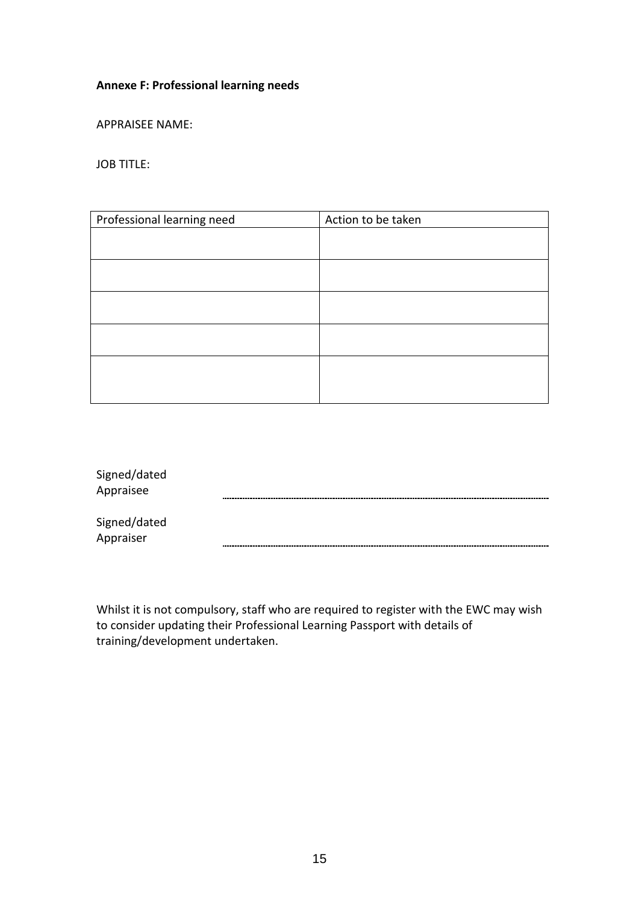**Annexe F: Professional learning needs**

APPRAISEE NAME:

JOB TITLE:

| Professional learning need | Action to be taken |
| --- | --- |
| | |
| | |
| | |
| | |
| | |

Signed/dated
Appraisee ........................................................................

Signed/dated
Appraiser ........................................................................

Whilst it is not compulsory, staff who are required to register with the EWC may wish to consider updating their Professional Learning Passport with details of training/development undertaken.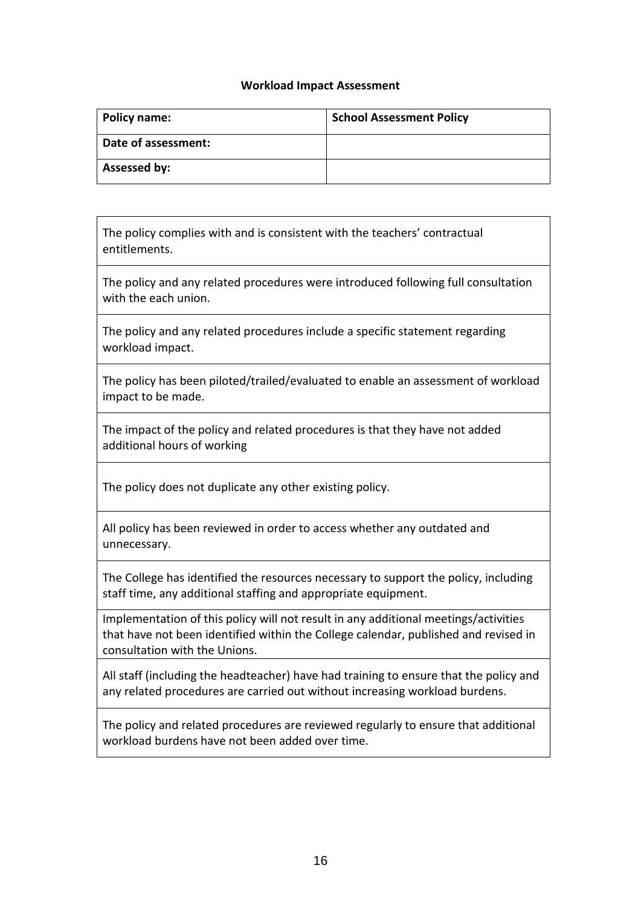**Workload Impact Assessment**

| | |
|---|---|
| **Policy name:** | **School Assessment Policy** |
| **Date of assessment:** | |
| **Assessed by:** | |

| |
|---|
| The policy complies with and is consistent with the teachers' contractual entitlements. |
| The policy and any related procedures were introduced following full consultation with the each union. |
| The policy and any related procedures include a specific statement regarding workload impact. |
| The policy has been piloted/trailed/evaluated to enable an assessment of workload impact to be made. |
| The impact of the policy and related procedures is that they have not added additional hours of working |
| The policy does not duplicate any other existing policy. |
| All policy has been reviewed in order to access whether any outdated and unnecessary. |
| The College has identified the resources necessary to support the policy, including staff time, any additional staffing and appropriate equipment. |
| Implementation of this policy will not result in any additional meetings/activities that have not been identified within the College calendar, published and revised in consultation with the Unions. |
| All staff (including the headteacher) have had training to ensure that the policy and any related procedures are carried out without increasing workload burdens. |
| The policy and related procedures are reviewed regularly to ensure that additional workload burdens have not been added over time. |